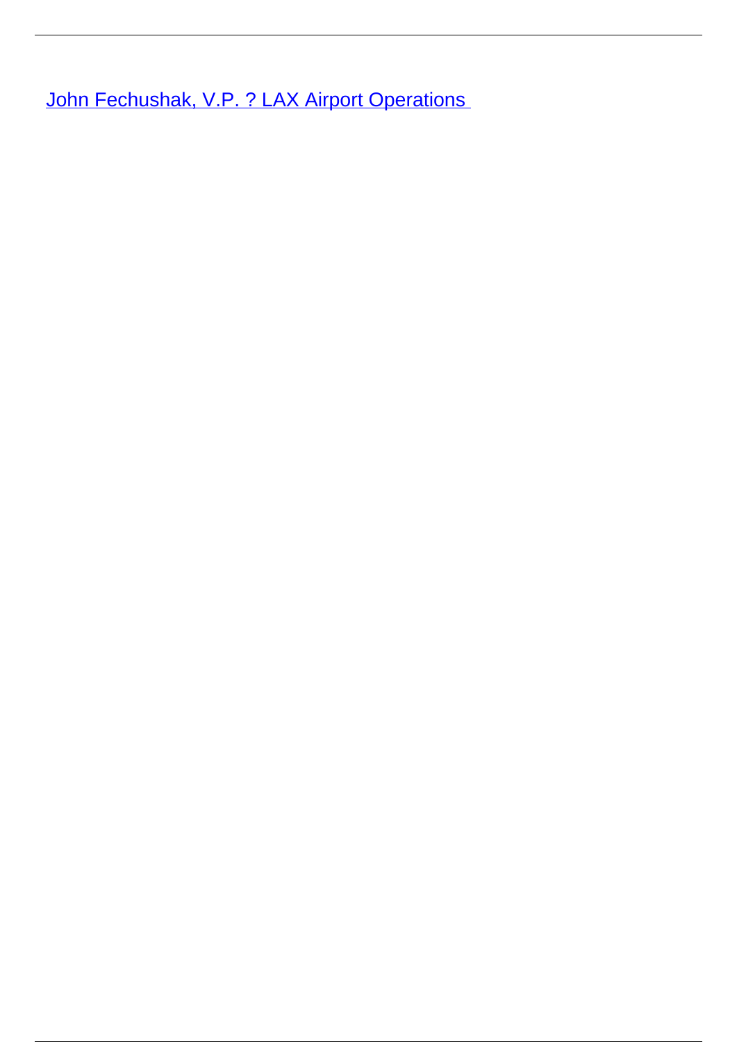John Fechushak, V.P. ? LAX Airport Operations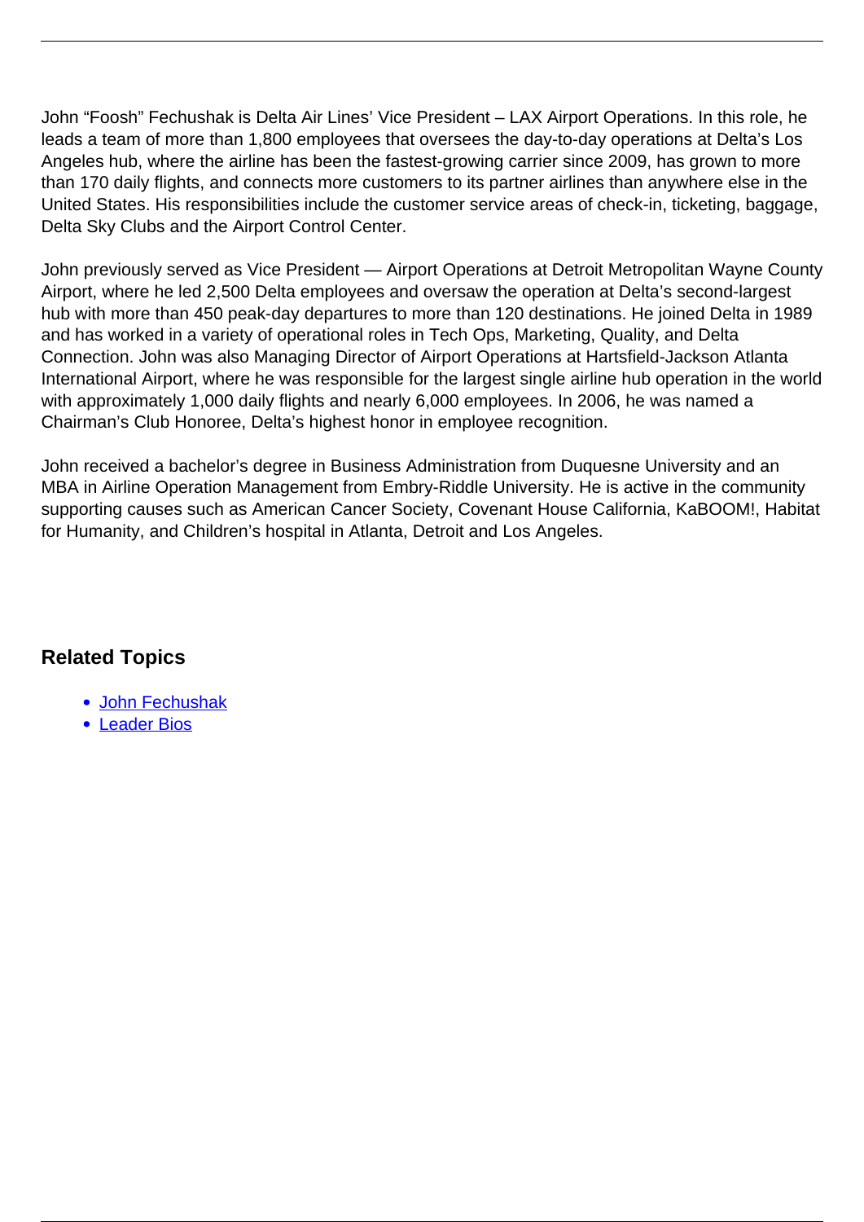John “Foosh” Fechushak is Delta Air Lines’ Vice President – LAX Airport Operations. In this role, he leads a team of more than 1,800 employees that oversees the day-to-day operations at Delta’s Los Angeles hub, where the airline has been the fastest-growing carrier since 2009, has grown to more than 170 daily flights, and connects more customers to its partner airlines than anywhere else in the United States. His responsibilities include the customer service areas of check-in, ticketing, baggage, Delta Sky Clubs and the Airport Control Center.

John previously served as Vice President — Airport Operations at Detroit Metropolitan Wayne County Airport, where he led 2,500 Delta employees and oversaw the operation at Delta’s second-largest hub with more than 450 peak-day departures to more than 120 destinations. He joined Delta in 1989 and has worked in a variety of operational roles in Tech Ops, Marketing, Quality, and Delta Connection. John was also Managing Director of Airport Operations at Hartsfield-Jackson Atlanta International Airport, where he was responsible for the largest single airline hub operation in the world with approximately 1,000 daily flights and nearly 6,000 employees. In 2006, he was named a Chairman’s Club Honoree, Delta’s highest honor in employee recognition.

John received a bachelor’s degree in Business Administration from Duquesne University and an MBA in Airline Operation Management from Embry-Riddle University. He is active in the community supporting causes such as American Cancer Society, Covenant House California, KaBOOM!, Habitat for Humanity, and Children’s hospital in Atlanta, Detroit and Los Angeles.

## Related Topics

- John Fechushak
- Leader Bios